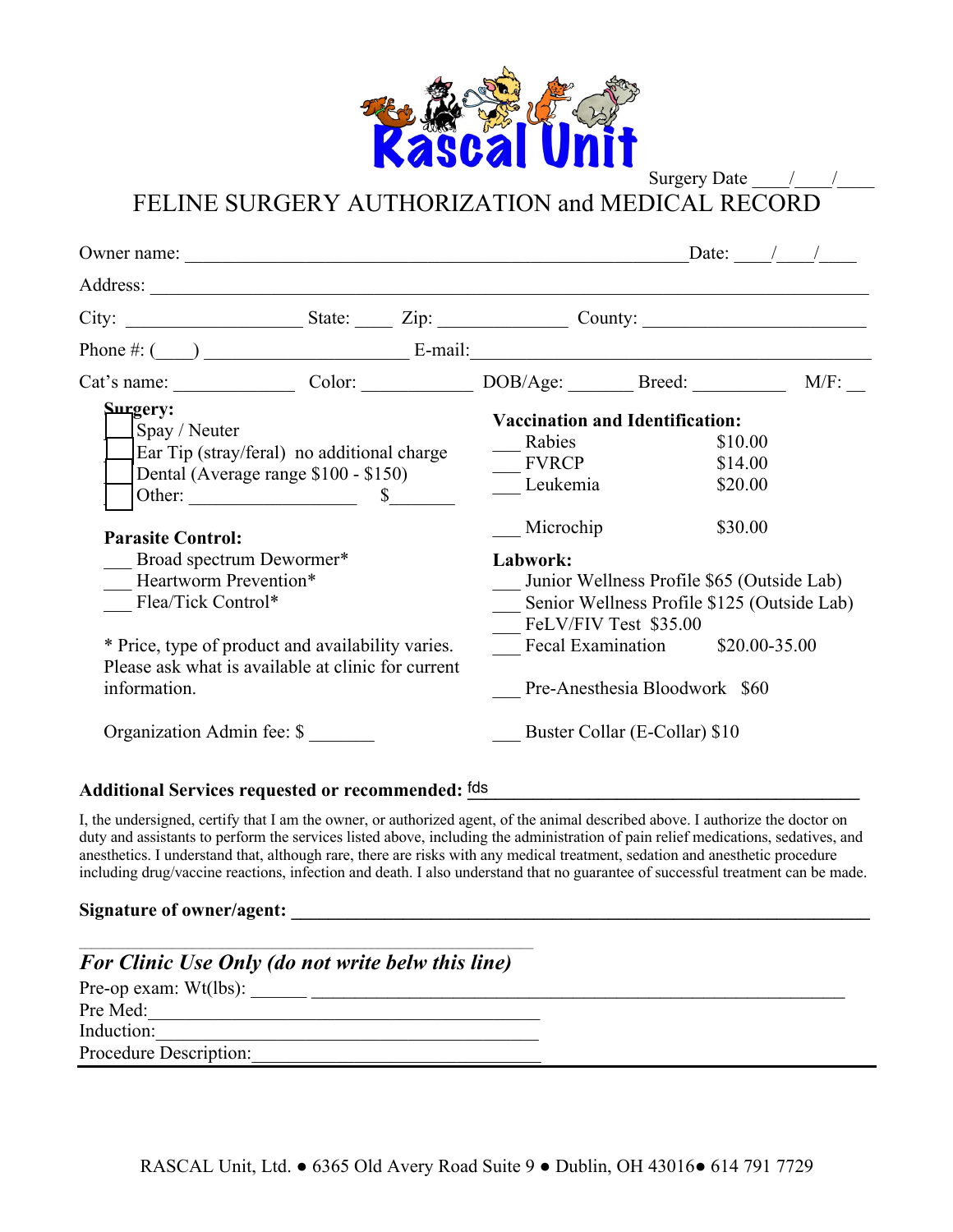Rascal Unit

Surgery Date ____/____/____

# FELINE SURGERY AUTHORIZATION and MEDICAL RECORD

Owner name: ________________________________________________ Date: ____/____/____

Address: ____________________________________________________________________

City: __________________ State: ____ Zip: ____________ County: ____________________

Phone #: (____) ____________________ E-mail: ________________________________________

Cat's name: ____________ Color: ___________ DOB/Age: _______ Breed: __________ M/F: __

**Surgery:**
- [ ] Spay / Neuter
- [ ] Ear Tip (stray/feral) no additional charge
- [ ] Dental (Average range $100 - $150)
- [ ] Other: _________________ $_______

**Parasite Control:**
- ___ Broad spectrum Dewormer*
- ___ Heartworm Prevention*
- ___ Flea/Tick Control*

* Price, type of product and availability varies. Please ask what is available at clinic for current information.

Organization Admin fee: $ _______

**Vaccination and Identification:**

| | | |
|---|---|---|
| ___ | Rabies | $10.00 |
| ___ | FVRCP | $14.00 |
| ___ | Leukemia | $20.00 |
| ___ | Microchip | $30.00 |

**Labwork:**
- ___ Junior Wellness Profile $65 (Outside Lab)
- ___ Senior Wellness Profile $125 (Outside Lab)
- ___ FeLV/FIV Test $35.00
- ___ Fecal Examination $20.00-35.00
- ___ Pre-Anesthesia Bloodwork $60
- ___ Buster Collar (E-Collar) $10

**Additional Services requested or recommended:** fds ________________________________________

I, the undersigned, certify that I am the owner, or authorized agent, of the animal described above. I authorize the doctor on duty and assistants to perform the services listed above, including the administration of pain relief medications, sedatives, and anesthetics. I understand that, although rare, there are risks with any medical treatment, sedation and anesthetic procedure including drug/vaccine reactions, infection and death. I also understand that no guarantee of successful treatment can be made.

**Signature of owner/agent:** ____________________________________________________________

***For Clinic Use Only (do not write belw this line)***

Pre-op exam: Wt(lbs): ______ ________________________________________________________

Pre Med: ________________________________________

Induction: ________________________________________

Procedure Description: ________________________________

RASCAL Unit, Ltd. ● 6365 Old Avery Road Suite 9 ● Dublin, OH 43016● 614 791 7729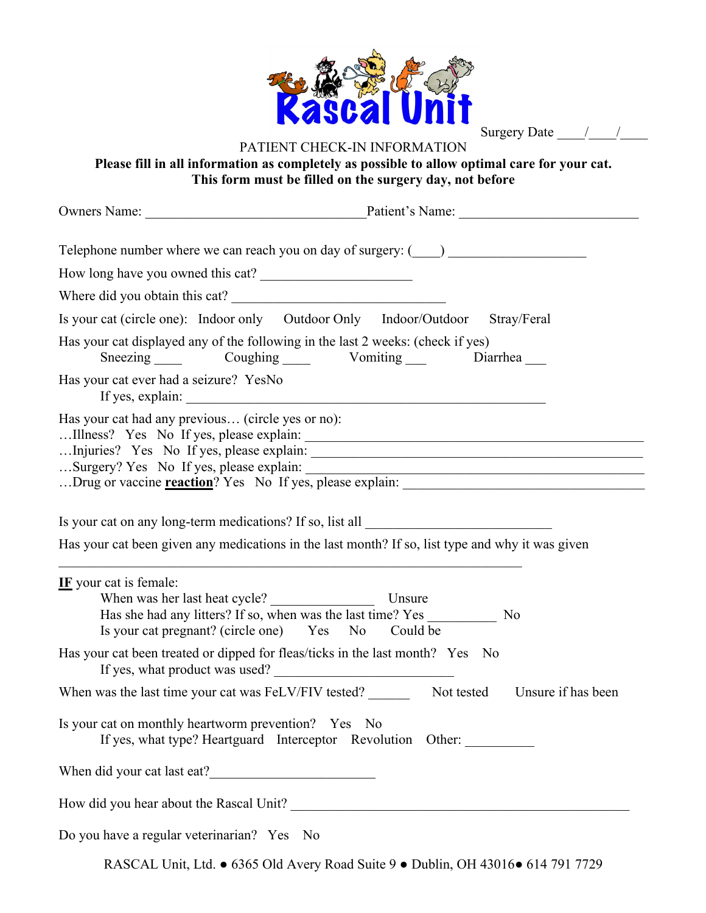# Rascal Unit

Surgery Date \_\_\_\_/\_\_\_\_/\_\_\_\_

PATIENT CHECK-IN INFORMATION

**Please fill in all information as completely as possible to allow optimal care for your cat.**
**This form must be filled on the surgery day, not before**

Owners Name: \_\_\_\_\_\_\_\_\_\_\_\_\_\_\_\_\_\_\_\_\_\_\_\_\_\_\_\_\_\_\_\_ Patient's Name: \_\_\_\_\_\_\_\_\_\_\_\_\_\_\_\_\_\_\_\_\_\_\_\_\_\_

Telephone number where we can reach you on day of surgery: (\_\_\_\_) \_\_\_\_\_\_\_\_\_\_\_\_\_\_\_\_\_\_\_\_

How long have you owned this cat? \_\_\_\_\_\_\_\_\_\_\_\_\_\_\_\_\_\_\_\_\_\_

Where did you obtain this cat? \_\_\_\_\_\_\_\_\_\_\_\_\_\_\_\_\_\_\_\_\_\_\_\_\_\_\_\_\_\_\_\_

Is your cat (circle one): Indoor only Outdoor Only Indoor/Outdoor Stray/Feral

Has your cat displayed any of the following in the last 2 weeks: (check if yes)
Sneezing \_\_\_\_ Coughing \_\_\_\_ Vomiting \_\_\_ Diarrhea \_\_\_

Has your cat ever had a seizure? YesNo
If yes, explain: \_\_\_\_\_\_\_\_\_\_\_\_\_\_\_\_\_\_\_\_\_\_\_\_\_\_\_\_\_\_\_\_\_\_\_\_\_\_\_\_\_\_\_\_\_\_\_\_\_\_\_\_\_\_

Has your cat had any previous… (circle yes or no):
…Illness? Yes No If yes, please explain: \_\_\_\_\_\_\_\_\_\_\_\_\_\_\_\_\_\_\_\_\_\_\_\_\_\_\_\_\_\_\_\_\_\_\_\_\_\_\_\_\_\_\_\_\_\_\_
…Injuries? Yes No If yes, please explain: \_\_\_\_\_\_\_\_\_\_\_\_\_\_\_\_\_\_\_\_\_\_\_\_\_\_\_\_\_\_\_\_\_\_\_\_\_\_\_\_\_\_\_\_\_\_\_
…Surgery? Yes No If yes, please explain: \_\_\_\_\_\_\_\_\_\_\_\_\_\_\_\_\_\_\_\_\_\_\_\_\_\_\_\_\_\_\_\_\_\_\_\_\_\_\_\_\_\_\_\_\_\_\_
…Drug or vaccine **reaction**? Yes No If yes, please explain: \_\_\_\_\_\_\_\_\_\_\_\_\_\_\_\_\_\_\_\_\_\_\_\_\_\_\_\_\_\_\_\_\_\_\_\_

Is your cat on any long-term medications? If so, list all \_\_\_\_\_\_\_\_\_\_\_\_\_\_\_\_\_\_\_\_\_\_\_\_\_\_\_\_

Has your cat been given any medications in the last month? If so, list type and why it was given
\_\_\_\_\_\_\_\_\_\_\_\_\_\_\_\_\_\_\_\_\_\_\_\_\_\_\_\_\_\_\_\_\_\_\_\_\_\_\_\_\_\_\_\_\_\_\_\_\_\_\_\_\_\_\_\_\_\_\_\_\_\_\_\_\_\_\_\_\_\_

**IF** your cat is female:
When was her last heat cycle? \_\_\_\_\_\_\_\_\_\_\_\_\_\_\_\_ Unsure
Has she had any litters? If so, when was the last time? Yes \_\_\_\_\_\_\_\_\_\_\_ No
Is your cat pregnant? (circle one) Yes No Could be

Has your cat been treated or dipped for fleas/ticks in the last month? Yes No
If yes, what product was used? \_\_\_\_\_\_\_\_\_\_\_\_\_\_\_\_\_\_\_\_\_\_\_\_\_\_\_

When was the last time your cat was FeLV/FIV tested? \_\_\_\_\_\_ Not tested Unsure if has been

Is your cat on monthly heartworm prevention? Yes No
If yes, what type? Heartguard Interceptor Revolution Other: \_\_\_\_\_\_\_\_\_\_

When did your cat last eat?\_\_\_\_\_\_\_\_\_\_\_\_\_\_\_\_\_\_\_\_\_\_\_\_\_

How did you hear about the Rascal Unit? \_\_\_\_\_\_\_\_\_\_\_\_\_\_\_\_\_\_\_\_\_\_\_\_\_\_\_\_\_\_\_\_\_\_\_\_\_\_\_\_\_\_\_\_\_\_\_\_\_\_

Do you have a regular veterinarian? Yes No

RASCAL Unit, Ltd. ● 6365 Old Avery Road Suite 9 ● Dublin, OH 43016● 614 791 7729